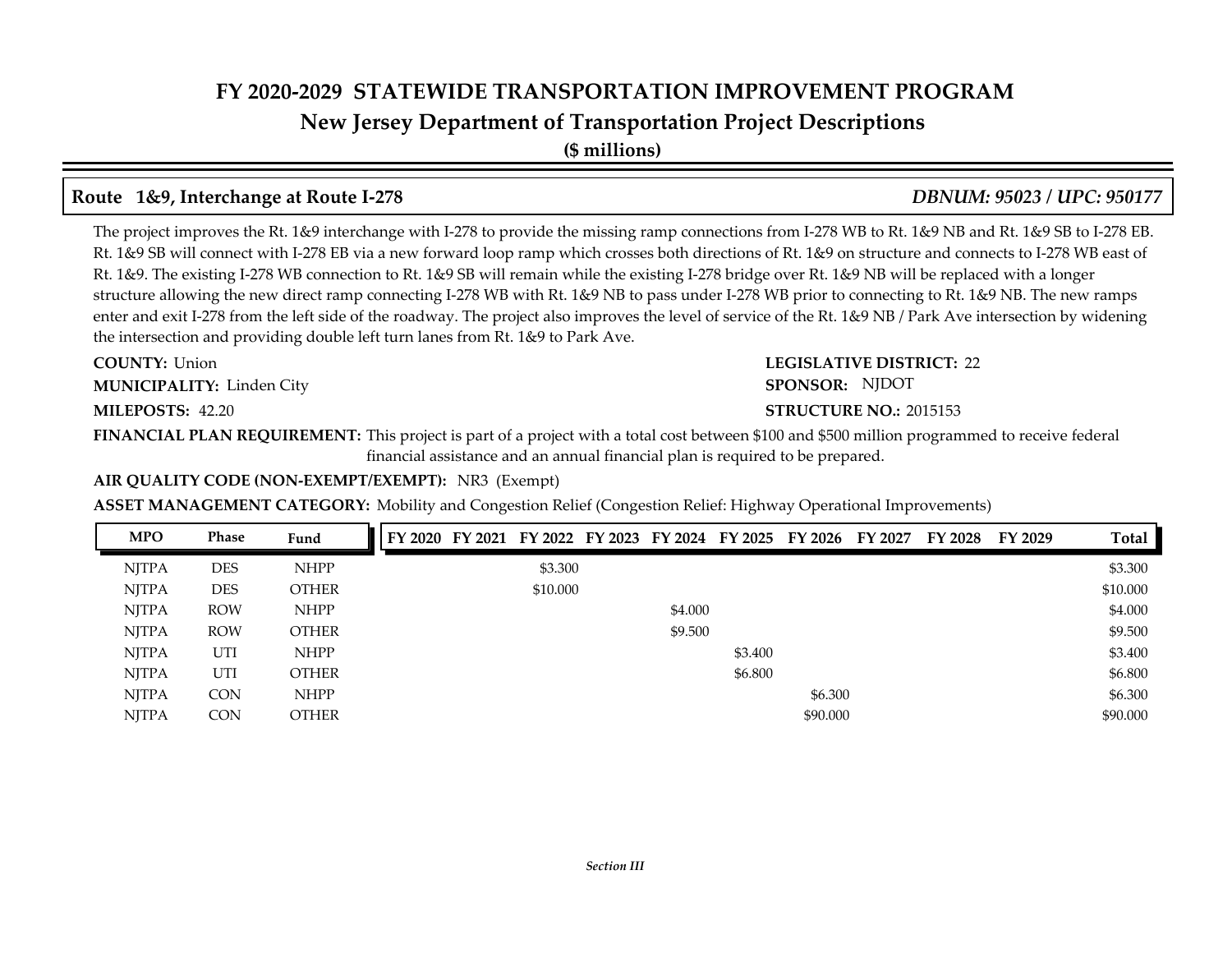# FY 2020-2029 STATEWIDE TRANSPORTATION IMPROVEMENT PROGRAM

## New Jersey Department of Transportation Project Descriptions

**($ millions)**

## Route 1&9, Interchange at Route I-278 — *DBNUM: 95023 / UPC: 950177*

The project improves the Rt. 1&9 interchange with I-278 to provide the missing ramp connections from I-278 WB to Rt. 1&9 NB and Rt. 1&9 SB to I-278 EB. Rt. 1&9 SB will connect with I-278 EB via a new forward loop ramp which crosses both directions of Rt. 1&9 on structure and connects to I-278 WB east of Rt. 1&9. The existing I-278 WB connection to Rt. 1&9 SB will remain while the existing I-278 bridge over Rt. 1&9 NB will be replaced with a longer structure allowing the new direct ramp connecting I-278 WB with Rt. 1&9 NB to pass under I-278 WB prior to connecting to Rt. 1&9 NB. The new ramps enter and exit I-278 from the left side of the roadway. The project also improves the level of service of the Rt. 1&9 NB / Park Ave intersection by widening the intersection and providing double left turn lanes from Rt. 1&9 to Park Ave.

**COUNTY:** Union

**LEGISLATIVE DISTRICT:** 22

**MUNICIPALITY:** Linden City

**SPONSOR:** NJDOT

**MILEPOSTS:** 42.20

**STRUCTURE NO.:** 2015153

**FINANCIAL PLAN REQUIREMENT:** This project is part of a project with a total cost between $100 and $500 million programmed to receive federal financial assistance and an annual financial plan is required to be prepared.

**AIR QUALITY CODE (NON-EXEMPT/EXEMPT):** NR3 (Exempt)

**ASSET MANAGEMENT CATEGORY:** Mobility and Congestion Relief (Congestion Relief: Highway Operational Improvements)

| MPO | Phase | Fund | FY 2020 | FY 2021 | FY 2022 | FY 2023 | FY 2024 | FY 2025 | FY 2026 | FY 2027 | FY 2028 | FY 2029 | Total |
|---|---|---|---|---|---|---|---|---|---|---|---|---|---|
| NJTPA | DES | NHPP | | | $3.300 | | | | | | | | $3.300 |
| NJTPA | DES | OTHER | | | $10.000 | | | | | | | | $10.000 |
| NJTPA | ROW | NHPP | | | | | $4.000 | | | | | | $4.000 |
| NJTPA | ROW | OTHER | | | | | $9.500 | | | | | | $9.500 |
| NJTPA | UTI | NHPP | | | | | | $3.400 | | | | | $3.400 |
| NJTPA | UTI | OTHER | | | | | | $6.800 | | | | | $6.800 |
| NJTPA | CON | NHPP | | | | | | | $6.300 | | | | $6.300 |
| NJTPA | CON | OTHER | | | | | | | $90.000 | | | | $90.000 |

*Section III*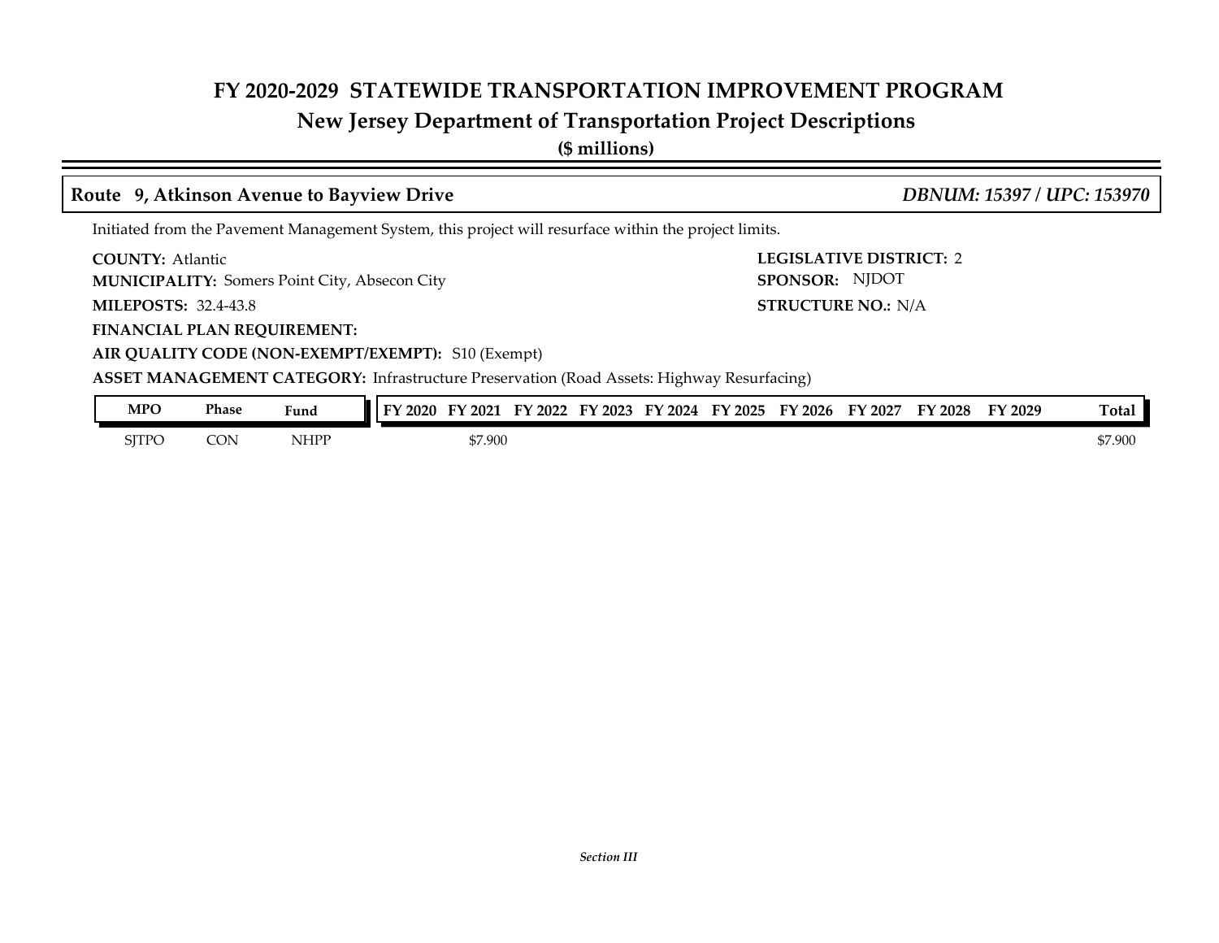# FY 2020-2029 STATEWIDE TRANSPORTATION IMPROVEMENT PROGRAM

## New Jersey Department of Transportation Project Descriptions

**($ millions)**

### Route 9, Atkinson Avenue to Bayview Drive — *DBNUM: 15397 / UPC: 153970*

Initiated from the Pavement Management System, this project will resurface within the project limits.

**COUNTY:** Atlantic
**LEGISLATIVE DISTRICT:** 2
**MUNICIPALITY:** Somers Point City, Absecon City
**SPONSOR:** NJDOT
**MILEPOSTS:** 32.4-43.8
**STRUCTURE NO.:** N/A
**FINANCIAL PLAN REQUIREMENT:**
**AIR QUALITY CODE (NON-EXEMPT/EXEMPT):** S10 (Exempt)
**ASSET MANAGEMENT CATEGORY:** Infrastructure Preservation (Road Assets: Highway Resurfacing)

| MPO | Phase | Fund | FY 2020 | FY 2021 | FY 2022 | FY 2023 | FY 2024 | FY 2025 | FY 2026 | FY 2027 | FY 2028 | FY 2029 | Total |
|---|---|---|---|---|---|---|---|---|---|---|---|---|---|
| SJTPO | CON | NHPP | | $7.900 | | | | | | | | | $7.900 |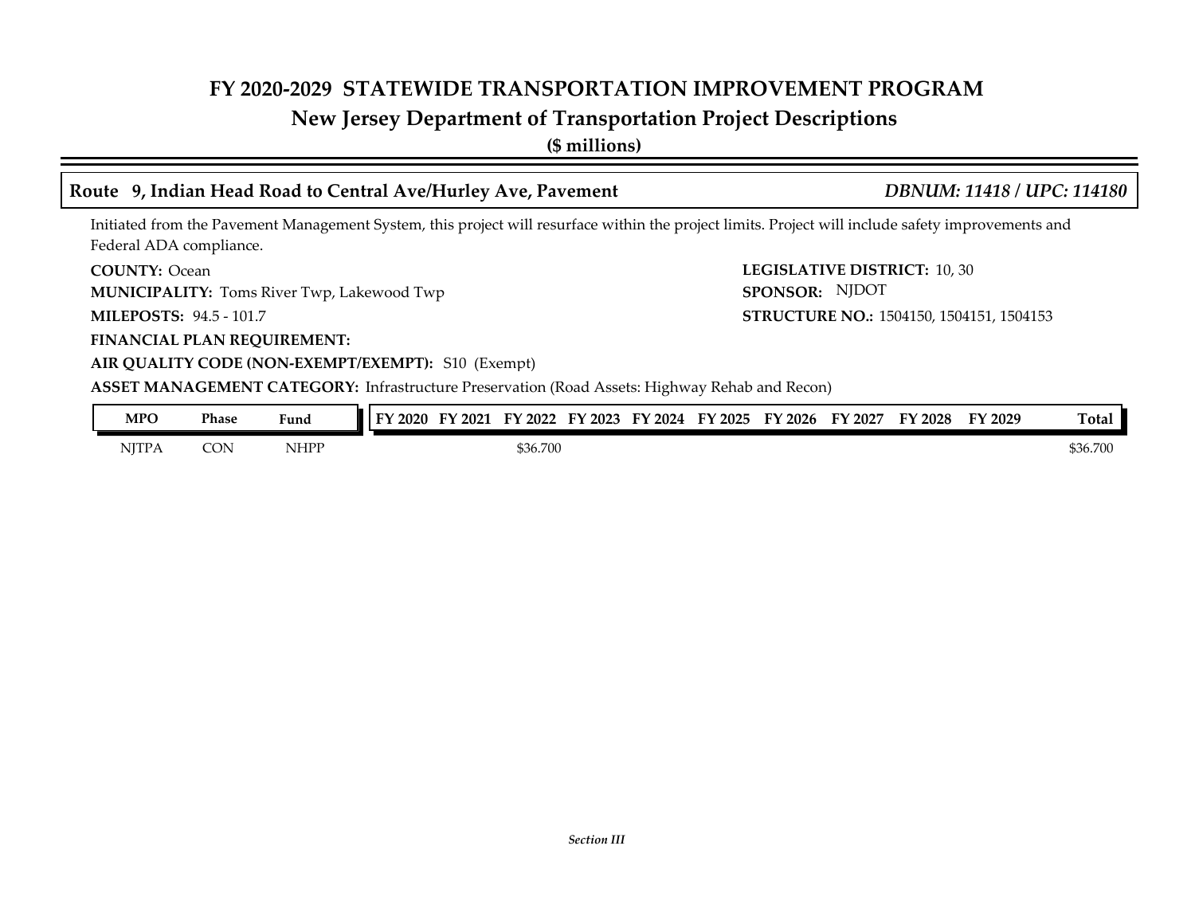# FY 2020-2029 STATEWIDE TRANSPORTATION IMPROVEMENT PROGRAM

## New Jersey Department of Transportation Project Descriptions

**($ millions)**

### Route 9, Indian Head Road to Central Ave/Hurley Ave, Pavement — *DBNUM: 11418 / UPC: 114180*

Initiated from the Pavement Management System, this project will resurface within the project limits. Project will include safety improvements and Federal ADA compliance.

**COUNTY:** Ocean

**LEGISLATIVE DISTRICT:** 10, 30

**MUNICIPALITY:** Toms River Twp, Lakewood Twp

**SPONSOR:** NJDOT

**MILEPOSTS:** 94.5 - 101.7

**STRUCTURE NO.:** 1504150, 1504151, 1504153

**FINANCIAL PLAN REQUIREMENT:**

**AIR QUALITY CODE (NON-EXEMPT/EXEMPT):** S10 (Exempt)

**ASSET MANAGEMENT CATEGORY:** Infrastructure Preservation (Road Assets: Highway Rehab and Recon)

| MPO | Phase | Fund | FY 2020 | FY 2021 | FY 2022 | FY 2023 | FY 2024 | FY 2025 | FY 2026 | FY 2027 | FY 2028 | FY 2029 | Total |
|---|---|---|---|---|---|---|---|---|---|---|---|---|---|
| NJTPA | CON | NHPP | | | $36.700 | | | | | | | | $36.700 |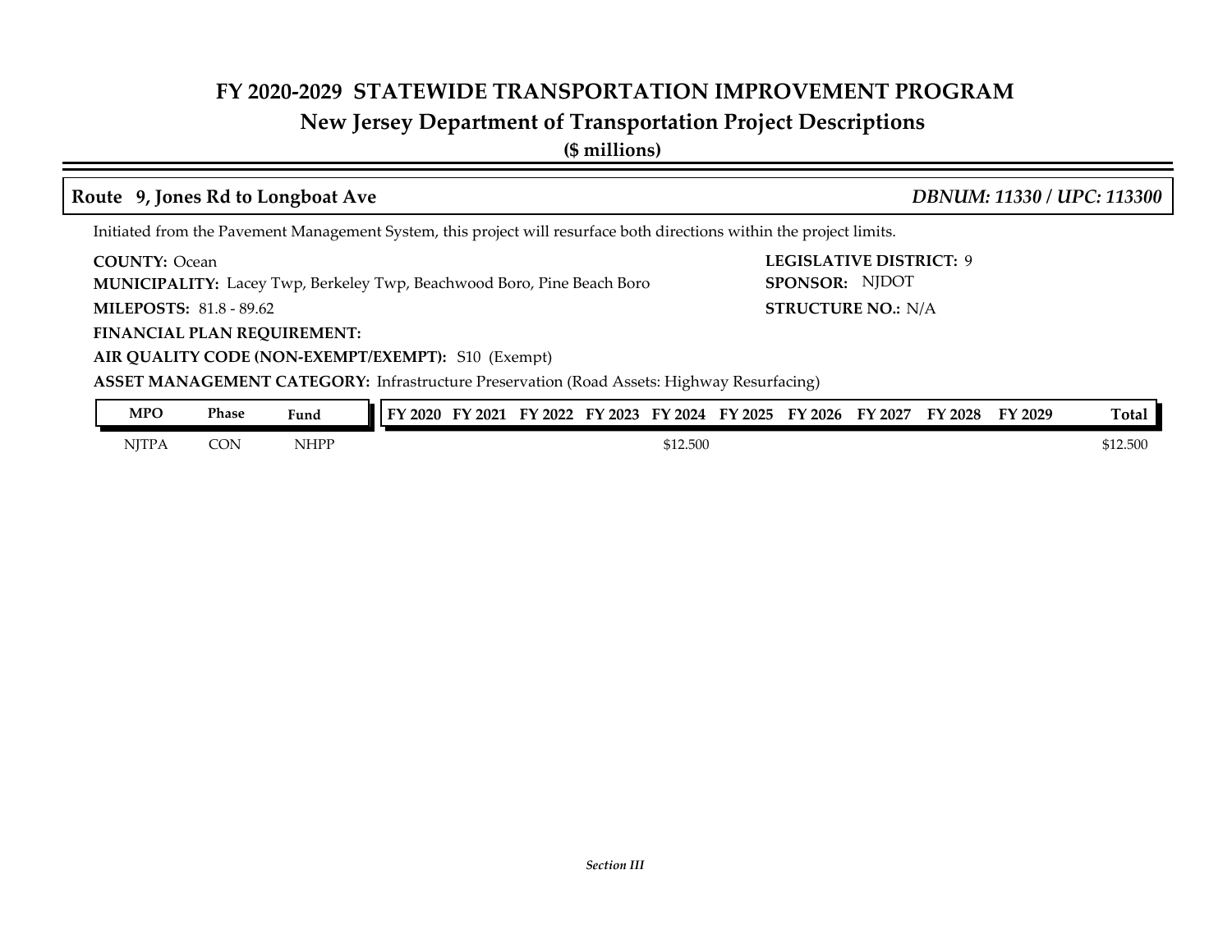# FY 2020-2029 STATEWIDE TRANSPORTATION IMPROVEMENT PROGRAM

## New Jersey Department of Transportation Project Descriptions

**($ millions)**

### Route 9, Jones Rd to Longboat Ave

*DBNUM: 11330 / UPC: 113300*

Initiated from the Pavement Management System, this project will resurface both directions within the project limits.

**COUNTY:** Ocean

**LEGISLATIVE DISTRICT:** 9

**MUNICIPALITY:** Lacey Twp, Berkeley Twp, Beachwood Boro, Pine Beach Boro

**SPONSOR:** NJDOT

**MILEPOSTS:** 81.8 - 89.62

**STRUCTURE NO.:** N/A

**FINANCIAL PLAN REQUIREMENT:**

**AIR QUALITY CODE (NON-EXEMPT/EXEMPT):** S10 (Exempt)

**ASSET MANAGEMENT CATEGORY:** Infrastructure Preservation (Road Assets: Highway Resurfacing)

| MPO | Phase | Fund | FY 2020 | FY 2021 | FY 2022 | FY 2023 | FY 2024 | FY 2025 | FY 2026 | FY 2027 | FY 2028 | FY 2029 | Total |
|---|---|---|---|---|---|---|---|---|---|---|---|---|---|
| NJTPA | CON | NHPP | | | | | $12.500 | | | | | | $12.500 |

*Section III*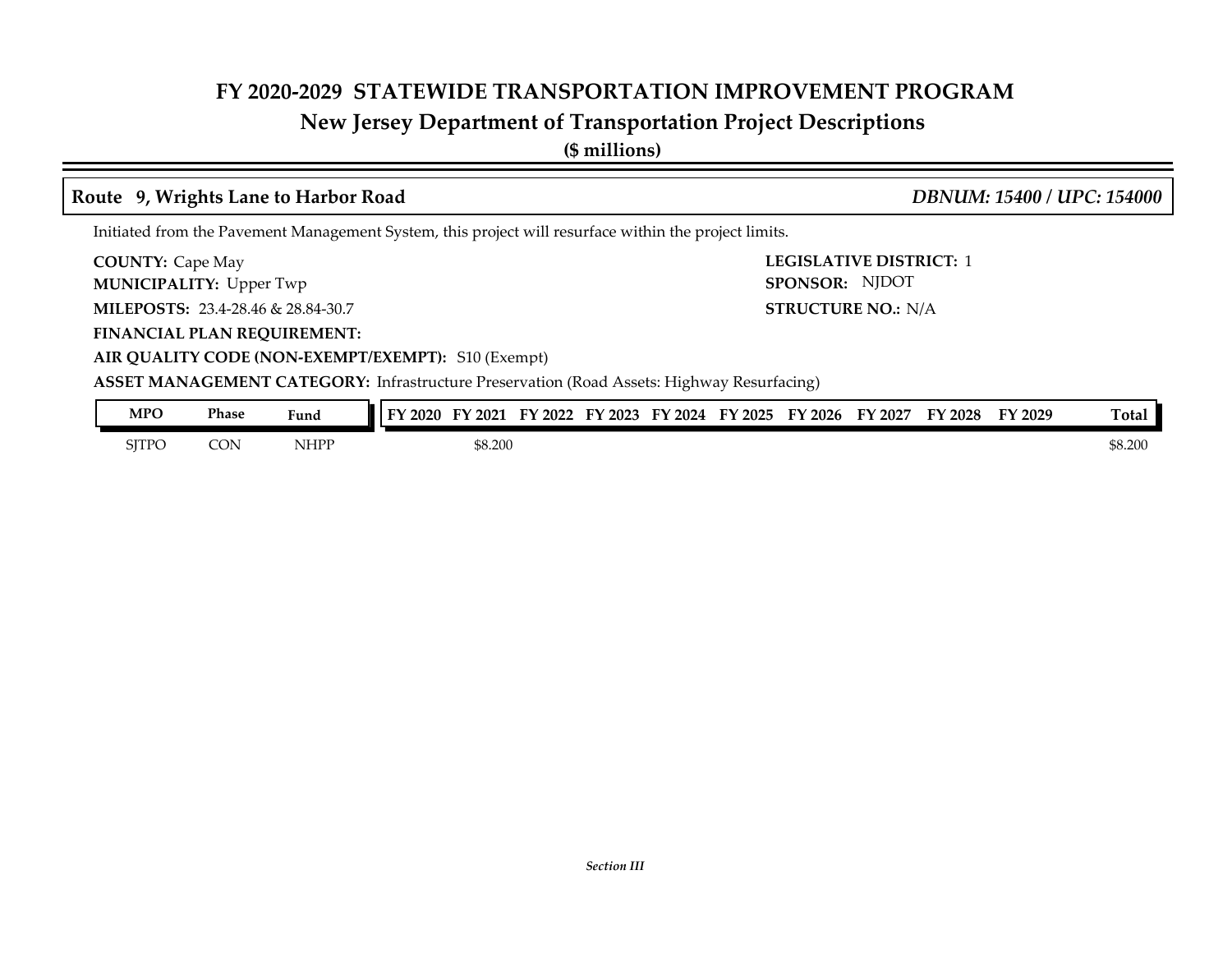# FY 2020-2029 STATEWIDE TRANSPORTATION IMPROVEMENT PROGRAM

## New Jersey Department of Transportation Project Descriptions

**($ millions)**

### Route 9, Wrights Lane to Harbor Road

*DBNUM: 15400 / UPC: 154000*

Initiated from the Pavement Management System, this project will resurface within the project limits.

**COUNTY:** Cape May
**MUNICIPALITY:** Upper Twp
**MILEPOSTS:** 23.4-28.46 & 28.84-30.7
**FINANCIAL PLAN REQUIREMENT:**
**AIR QUALITY CODE (NON-EXEMPT/EXEMPT):** S10 (Exempt)
**ASSET MANAGEMENT CATEGORY:** Infrastructure Preservation (Road Assets: Highway Resurfacing)

**LEGISLATIVE DISTRICT:** 1
**SPONSOR:** NJDOT
**STRUCTURE NO.:** N/A

| MPO | Phase | Fund | FY 2020 | FY 2021 | FY 2022 | FY 2023 | FY 2024 | FY 2025 | FY 2026 | FY 2027 | FY 2028 | FY 2029 | Total |
|---|---|---|---|---|---|---|---|---|---|---|---|---|---|
| SJTPO | CON | NHPP | | $8.200 | | | | | | | | | $8.200 |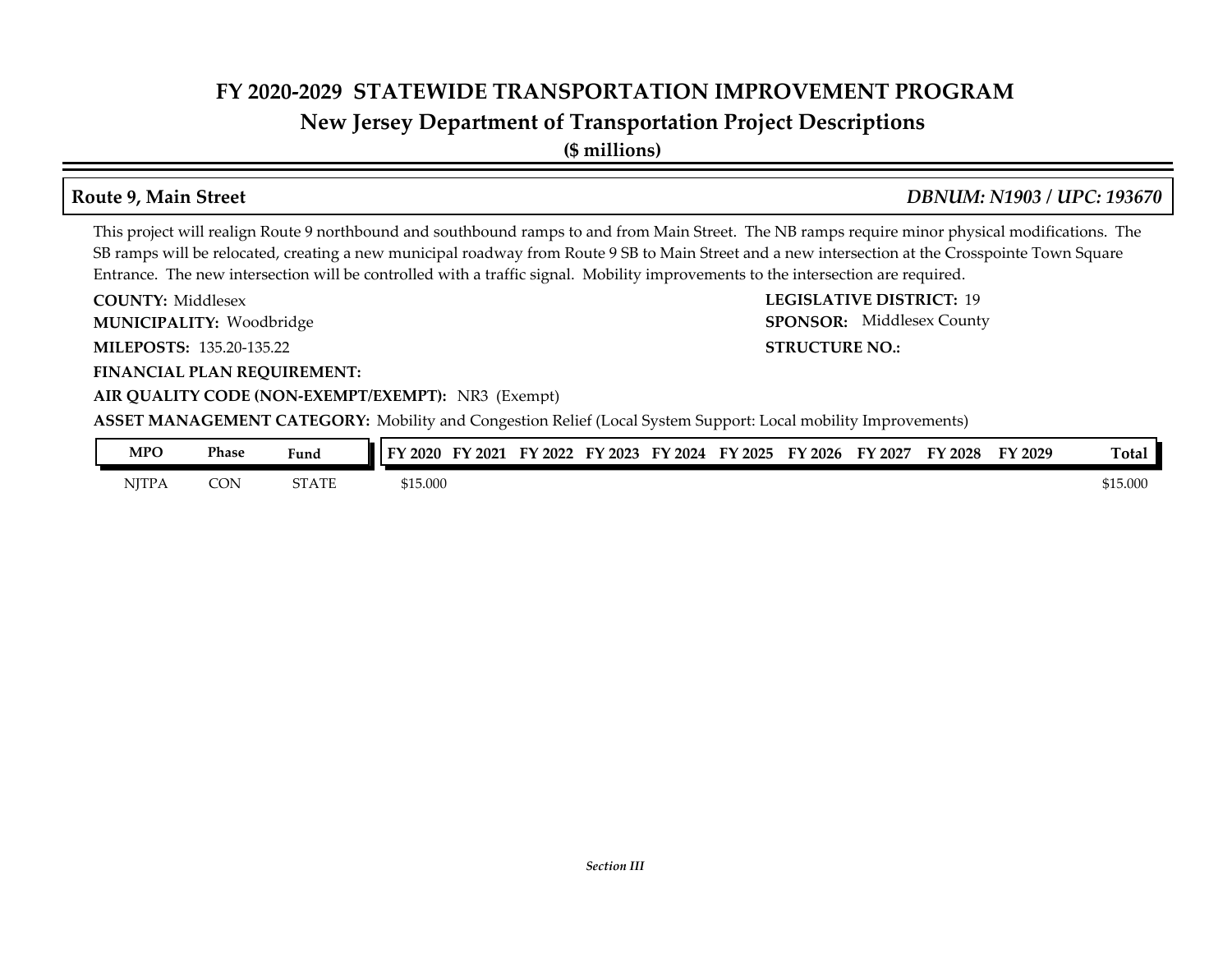# FY 2020-2029 STATEWIDE TRANSPORTATION IMPROVEMENT PROGRAM

## New Jersey Department of Transportation Project Descriptions

**($ millions)**

### Route 9, Main Street

***DBNUM: N1903 / UPC: 193670***

This project will realign Route 9 northbound and southbound ramps to and from Main Street. The NB ramps require minor physical modifications. The SB ramps will be relocated, creating a new municipal roadway from Route 9 SB to Main Street and a new intersection at the Crosspointe Town Square Entrance. The new intersection will be controlled with a traffic signal. Mobility improvements to the intersection are required.

**COUNTY:** Middlesex

**LEGISLATIVE DISTRICT:** 19

**MUNICIPALITY:** Woodbridge

**SPONSOR:** Middlesex County

**MILEPOSTS:** 135.20-135.22

**STRUCTURE NO.:**

**FINANCIAL PLAN REQUIREMENT:**

**AIR QUALITY CODE (NON-EXEMPT/EXEMPT):** NR3 (Exempt)

**ASSET MANAGEMENT CATEGORY:** Mobility and Congestion Relief (Local System Support: Local mobility Improvements)

| MPO | Phase | Fund | FY 2020 | FY 2021 | FY 2022 | FY 2023 | FY 2024 | FY 2025 | FY 2026 | FY 2027 | FY 2028 | FY 2029 | Total |
|---|---|---|---|---|---|---|---|---|---|---|---|---|---|
| NJTPA | CON | STATE | $15.000 | | | | | | | | | | $15.000 |

*Section III*